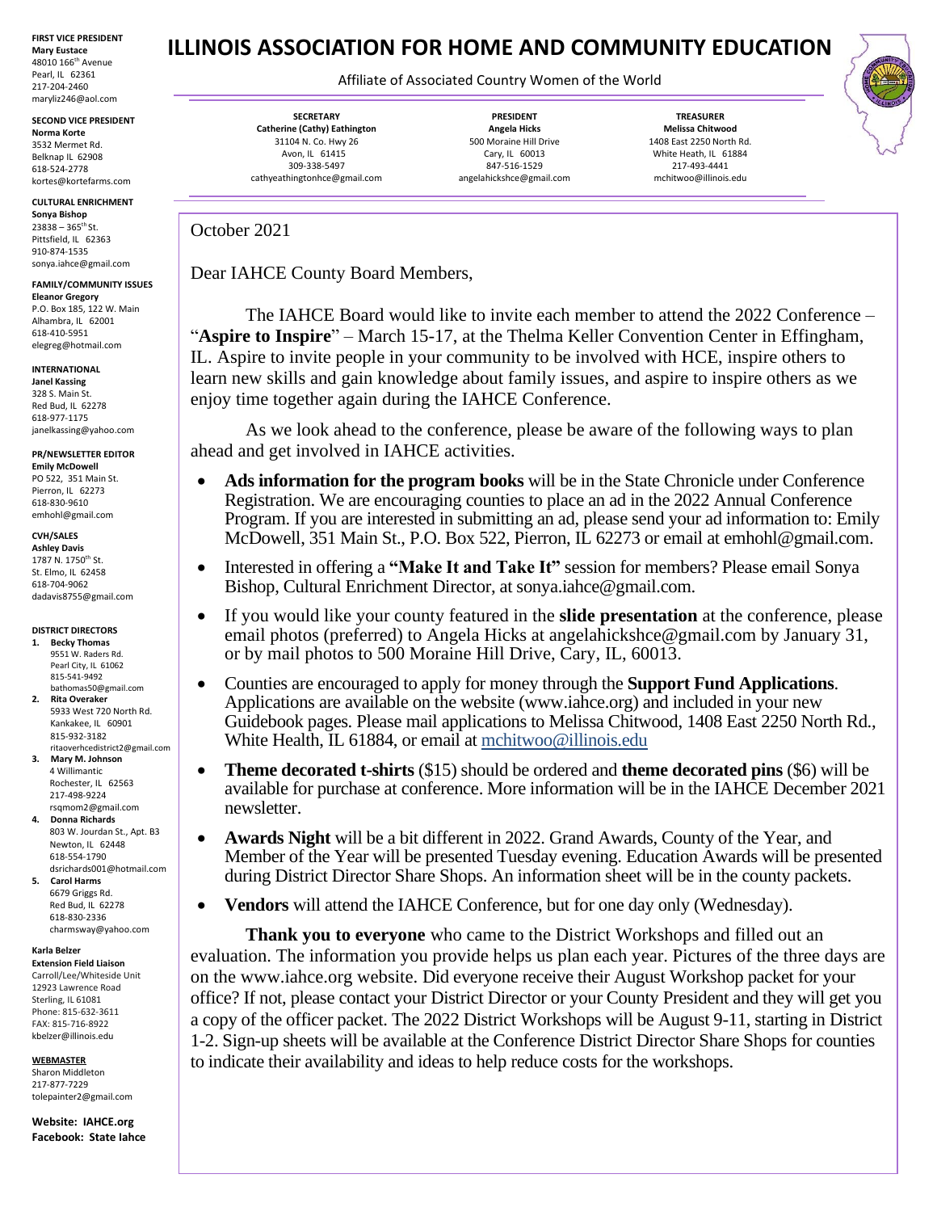# ILLINOIS ASSOCIATION FOR HOME AND COMMUNITY EDUCATION

Affiliate of Associated Country Women of the World

**SECRETARY**
**Catherine (Cathy) Eathington**
31104 N. Co. Hwy 26
Avon, IL 61415
309-338-5497
cathyeathingtonhce@gmail.com

**PRESIDENT**
**Angela Hicks**
500 Moraine Hill Drive
Cary, IL 60013
847-516-1529
angelahickshce@gmail.com

**TREASURER**
**Melissa Chitwood**
1408 East 2250 North Rd.
White Heath, IL 61884
217-493-4441
mchitwoo@illinois.edu

**FIRST VICE PRESIDENT**
**Mary Eustace**
48010 166th Avenue
Pearl, IL 62361
217-204-2460
maryliz246@aol.com

**SECOND VICE PRESIDENT**
**Norma Korte**
3532 Mermet Rd.
Belknap IL 62908
618-524-2778
kortes@kortefarms.com

**CULTURAL ENRICHMENT**
**Sonya Bishop**
23838 – 365th St.
Pittsfield, IL 62363
910-874-1535
sonya.iahce@gmail.com

**FAMILY/COMMUNITY ISSUES**
**Eleanor Gregory**
P.O. Box 185, 122 W. Main
Alhambra, IL 62001
618-410-5951
elegreg@hotmail.com

**INTERNATIONAL**
**Janel Kassing**
328 S. Main St.
Red Bud, IL 62278
618-977-1175
janelkassing@yahoo.com

**PR/NEWSLETTER EDITOR**
**Emily McDowell**
PO 522, 351 Main St.
Pierron, IL 62273
618-830-9610
emhohl@gmail.com

**CVH/SALES**
**Ashley Davis**
1787 N. 1750th St.
St. Elmo, IL 62458
618-704-9062
dadavis8755@gmail.com

**DISTRICT DIRECTORS**

1. **Becky Thomas**
   9551 W. Raders Rd.
   Pearl City, IL 61062
   815-541-9492
   bathomas50@gmail.com
2. **Rita Overaker**
   5933 West 720 North Rd.
   Kankakee, IL 60901
   815-932-3182
   ritaoverhcedistrict2@gmail.com
3. **Mary M. Johnson**
   4 Willimantic
   Rochester, IL 62563
   217-498-9224
   rsqmom2@gmail.com
4. **Donna Richards**
   803 W. Jourdan St., Apt. B3
   Newton, IL 62448
   618-554-1790
   dsrichards001@hotmail.com
5. **Carol Harms**
   6679 Griggs Rd.
   Red Bud, IL 62278
   618-830-2336
   charmsway@yahoo.com

**Karla Belzer**
**Extension Field Liaison**
Carroll/Lee/Whiteside Unit
12923 Lawrence Road
Sterling, IL 61081
Phone: 815-632-3611
FAX: 815-716-8922
kbelzer@illinois.edu

**WEBMASTER**
Sharon Middleton
217-877-7229
tolepainter2@gmail.com

**Website: IAHCE.org**
**Facebook: State Iahce**

---

October 2021

Dear IAHCE County Board Members,

The IAHCE Board would like to invite each member to attend the 2022 Conference – "**Aspire to Inspire**" – March 15-17, at the Thelma Keller Convention Center in Effingham, IL. Aspire to invite people in your community to be involved with HCE, inspire others to learn new skills and gain knowledge about family issues, and aspire to inspire others as we enjoy time together again during the IAHCE Conference.

As we look ahead to the conference, please be aware of the following ways to plan ahead and get involved in IAHCE activities.

- **Ads information for the program books** will be in the State Chronicle under Conference Registration. We are encouraging counties to place an ad in the 2022 Annual Conference Program. If you are interested in submitting an ad, please send your ad information to: Emily McDowell, 351 Main St., P.O. Box 522, Pierron, IL 62273 or email at emhohl@gmail.com.
- Interested in offering a **"Make It and Take It"** session for members? Please email Sonya Bishop, Cultural Enrichment Director, at sonya.iahce@gmail.com.
- If you would like your county featured in the **slide presentation** at the conference, please email photos (preferred) to Angela Hicks at angelahickshce@gmail.com by January 31, or by mail photos to 500 Moraine Hill Drive, Cary, IL, 60013.
- Counties are encouraged to apply for money through the **Support Fund Applications**. Applications are available on the website (www.iahce.org) and included in your new Guidebook pages. Please mail applications to Melissa Chitwood, 1408 East 2250 North Rd., White Health, IL 61884, or email at mchitwoo@illinois.edu
- **Theme decorated t-shirts** ($15) should be ordered and **theme decorated pins** ($6) will be available for purchase at conference. More information will be in the IAHCE December 2021 newsletter.
- **Awards Night** will be a bit different in 2022. Grand Awards, County of the Year, and Member of the Year will be presented Tuesday evening. Education Awards will be presented during District Director Share Shops. An information sheet will be in the county packets.
- **Vendors** will attend the IAHCE Conference, but for one day only (Wednesday).

**Thank you to everyone** who came to the District Workshops and filled out an evaluation. The information you provide helps us plan each year. Pictures of the three days are on the www.iahce.org website. Did everyone receive their August Workshop packet for your office? If not, please contact your District Director or your County President and they will get you a copy of the officer packet. The 2022 District Workshops will be August 9-11, starting in District 1-2. Sign-up sheets will be available at the Conference District Director Share Shops for counties to indicate their availability and ideas to help reduce costs for the workshops.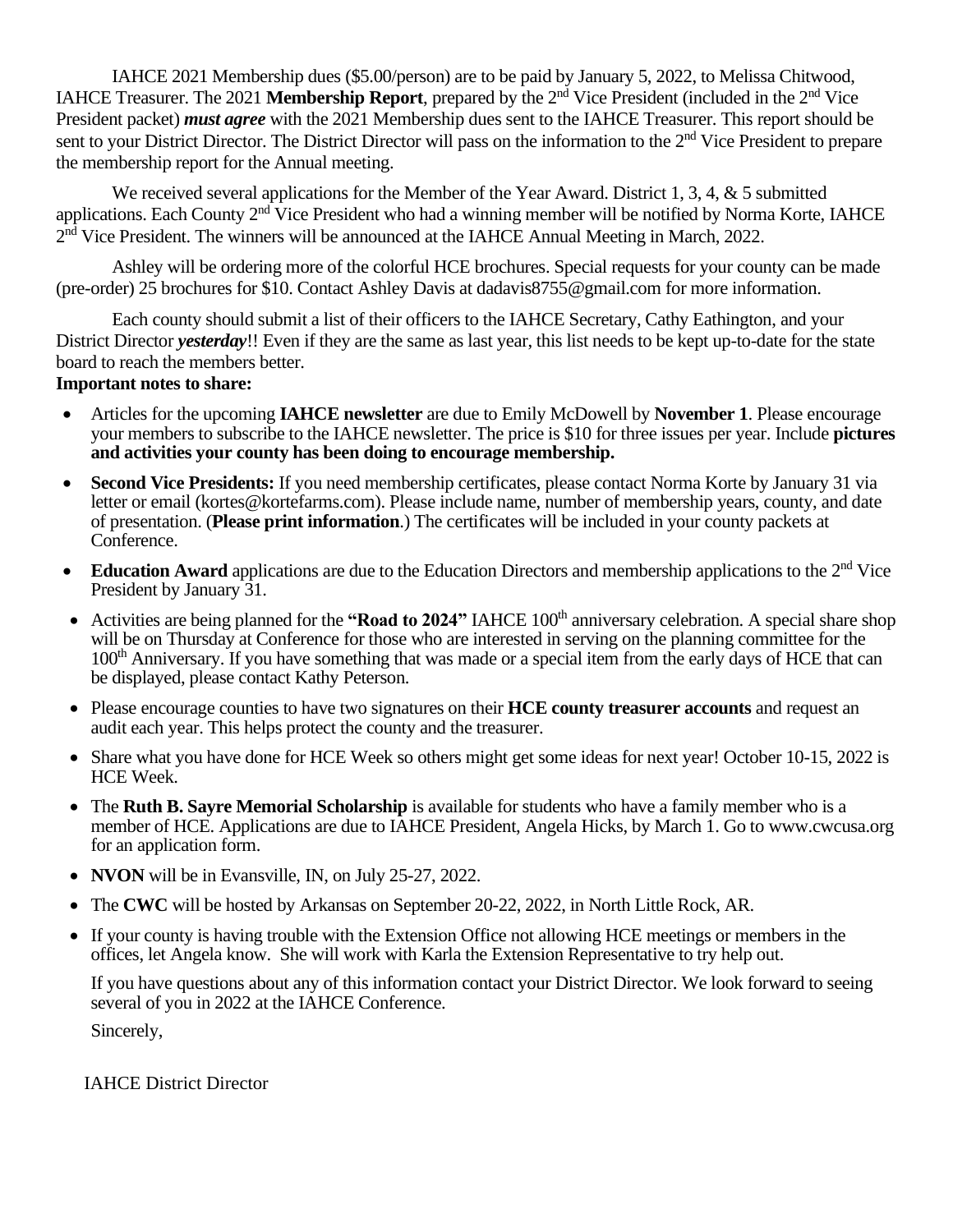IAHCE 2021 Membership dues ($5.00/person) are to be paid by January 5, 2022, to Melissa Chitwood, IAHCE Treasurer. The 2021 **Membership Report**, prepared by the 2nd Vice President (included in the 2nd Vice President packet) ***must agree*** with the 2021 Membership dues sent to the IAHCE Treasurer. This report should be sent to your District Director. The District Director will pass on the information to the 2nd Vice President to prepare the membership report for the Annual meeting.

We received several applications for the Member of the Year Award. District 1, 3, 4, & 5 submitted applications. Each County 2nd Vice President who had a winning member will be notified by Norma Korte, IAHCE 2nd Vice President. The winners will be announced at the IAHCE Annual Meeting in March, 2022.

Ashley will be ordering more of the colorful HCE brochures. Special requests for your county can be made (pre-order) 25 brochures for $10. Contact Ashley Davis at dadavis8755@gmail.com for more information.

Each county should submit a list of their officers to the IAHCE Secretary, Cathy Eathington, and your District Director ***yesterday***!! Even if they are the same as last year, this list needs to be kept up-to-date for the state board to reach the members better.

**Important notes to share:**

- Articles for the upcoming **IAHCE newsletter** are due to Emily McDowell by **November 1**. Please encourage your members to subscribe to the IAHCE newsletter. The price is $10 for three issues per year. Include **pictures and activities your county has been doing to encourage membership.**
- **Second Vice Presidents:** If you need membership certificates, please contact Norma Korte by January 31 via letter or email (kortes@kortefarms.com). Please include name, number of membership years, county, and date of presentation. (**Please print information**.) The certificates will be included in your county packets at Conference.
- **Education Award** applications are due to the Education Directors and membership applications to the 2nd Vice President by January 31.
- Activities are being planned for the **"Road to 2024"** IAHCE 100th anniversary celebration. A special share shop will be on Thursday at Conference for those who are interested in serving on the planning committee for the 100th Anniversary. If you have something that was made or a special item from the early days of HCE that can be displayed, please contact Kathy Peterson.
- Please encourage counties to have two signatures on their **HCE county treasurer accounts** and request an audit each year. This helps protect the county and the treasurer.
- Share what you have done for HCE Week so others might get some ideas for next year! October 10-15, 2022 is HCE Week.
- The **Ruth B. Sayre Memorial Scholarship** is available for students who have a family member who is a member of HCE. Applications are due to IAHCE President, Angela Hicks, by March 1. Go to www.cwcusa.org for an application form.
- **NVON** will be in Evansville, IN, on July 25-27, 2022.
- The **CWC** will be hosted by Arkansas on September 20-22, 2022, in North Little Rock, AR.
- If your county is having trouble with the Extension Office not allowing HCE meetings or members in the offices, let Angela know. She will work with Karla the Extension Representative to try help out.

If you have questions about any of this information contact your District Director. We look forward to seeing several of you in 2022 at the IAHCE Conference.

Sincerely,

IAHCE District Director